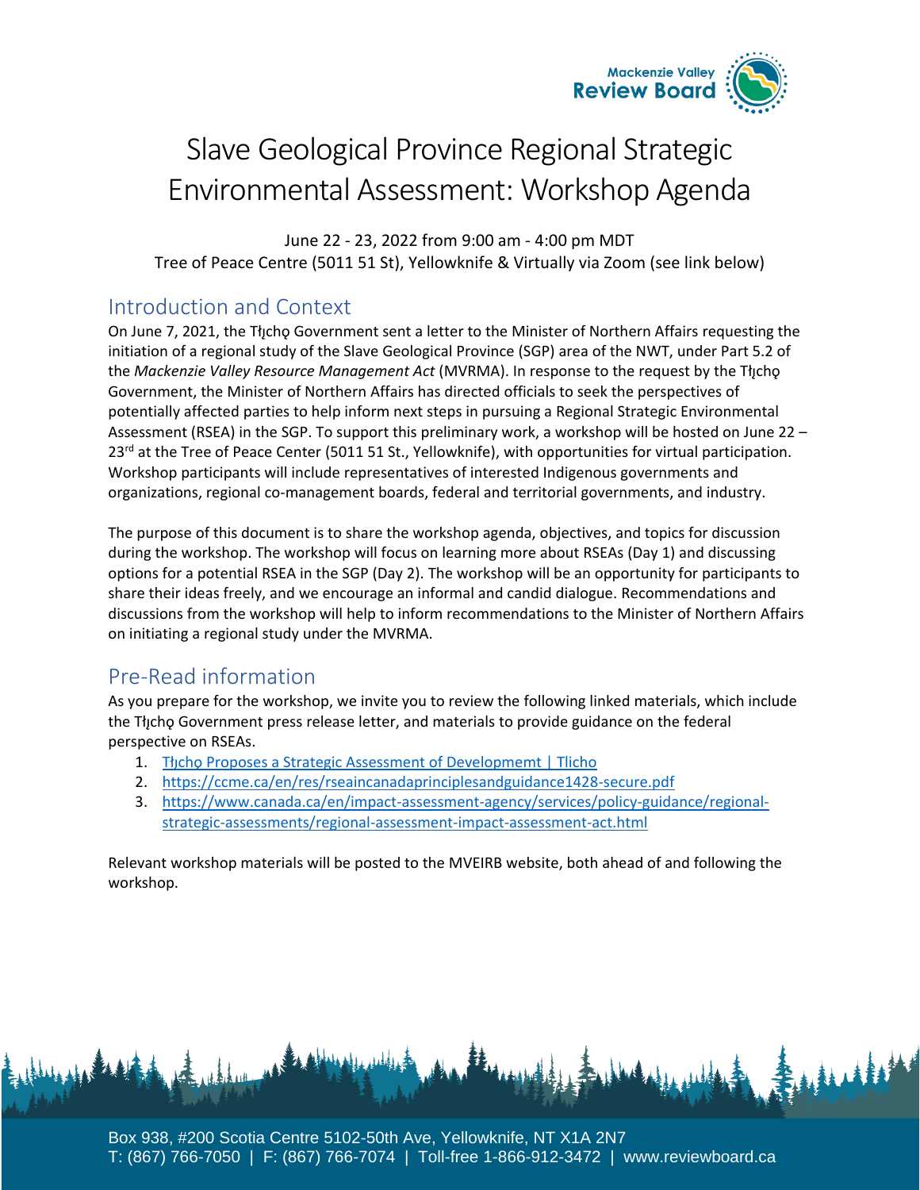# Slave Geological Province Regional Strategic Environmental Assessment: Workshop Agenda

June 22 - 23, 2022 from 9:00 am - 4:00 pm MDT
Tree of Peace Centre (5011 51 St), Yellowknife & Virtually via Zoom (see link below)

## Introduction and Context

On June 7, 2021, the Tłı̨chǫ Government sent a letter to the Minister of Northern Affairs requesting the initiation of a regional study of the Slave Geological Province (SGP) area of the NWT, under Part 5.2 of the *Mackenzie Valley Resource Management Act* (MVRMA). In response to the request by the Tłı̨chǫ Government, the Minister of Northern Affairs has directed officials to seek the perspectives of potentially affected parties to help inform next steps in pursuing a Regional Strategic Environmental Assessment (RSEA) in the SGP. To support this preliminary work, a workshop will be hosted on June 22 – 23rd at the Tree of Peace Center (5011 51 St., Yellowknife), with opportunities for virtual participation. Workshop participants will include representatives of interested Indigenous governments and organizations, regional co-management boards, federal and territorial governments, and industry.

The purpose of this document is to share the workshop agenda, objectives, and topics for discussion during the workshop. The workshop will focus on learning more about RSEAs (Day 1) and discussing options for a potential RSEA in the SGP (Day 2). The workshop will be an opportunity for participants to share their ideas freely, and we encourage an informal and candid dialogue. Recommendations and discussions from the workshop will help to inform recommendations to the Minister of Northern Affairs on initiating a regional study under the MVRMA.

## Pre-Read information

As you prepare for the workshop, we invite you to review the following linked materials, which include the Tłı̨chǫ Government press release letter, and materials to provide guidance on the federal perspective on RSEAs.

1. Tłı̨chǫ Proposes a Strategic Assessment of Developmemt | Tlicho
2. https://ccme.ca/en/res/rseaincanadaprinciplesandguidance1428-secure.pdf
3. https://www.canada.ca/en/impact-assessment-agency/services/policy-guidance/regional-strategic-assessments/regional-assessment-impact-assessment-act.html

Relevant workshop materials will be posted to the MVEIRB website, both ahead of and following the workshop.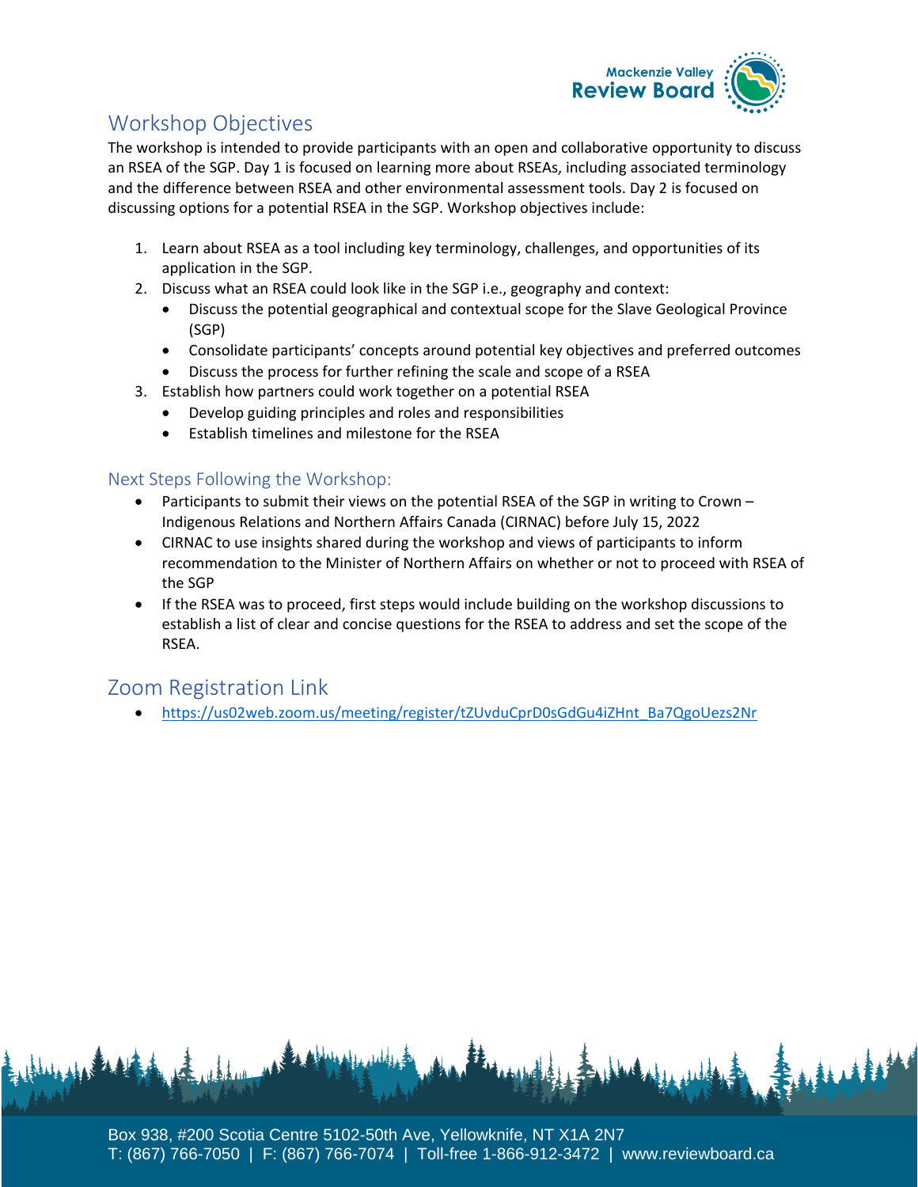## Workshop Objectives

The workshop is intended to provide participants with an open and collaborative opportunity to discuss an RSEA of the SGP. Day 1 is focused on learning more about RSEAs, including associated terminology and the difference between RSEA and other environmental assessment tools. Day 2 is focused on discussing options for a potential RSEA in the SGP. Workshop objectives include:

1. Learn about RSEA as a tool including key terminology, challenges, and opportunities of its application in the SGP.
2. Discuss what an RSEA could look like in the SGP i.e., geography and context:
   - Discuss the potential geographical and contextual scope for the Slave Geological Province (SGP)
   - Consolidate participants' concepts around potential key objectives and preferred outcomes
   - Discuss the process for further refining the scale and scope of a RSEA
3. Establish how partners could work together on a potential RSEA
   - Develop guiding principles and roles and responsibilities
   - Establish timelines and milestone for the RSEA

### Next Steps Following the Workshop:

- Participants to submit their views on the potential RSEA of the SGP in writing to Crown – Indigenous Relations and Northern Affairs Canada (CIRNAC) before July 15, 2022
- CIRNAC to use insights shared during the workshop and views of participants to inform recommendation to the Minister of Northern Affairs on whether or not to proceed with RSEA of the SGP
- If the RSEA was to proceed, first steps would include building on the workshop discussions to establish a list of clear and concise questions for the RSEA to address and set the scope of the RSEA.

## Zoom Registration Link

- https://us02web.zoom.us/meeting/register/tZUvduCprD0sGdGu4iZHnt_Ba7QgoUezs2Nr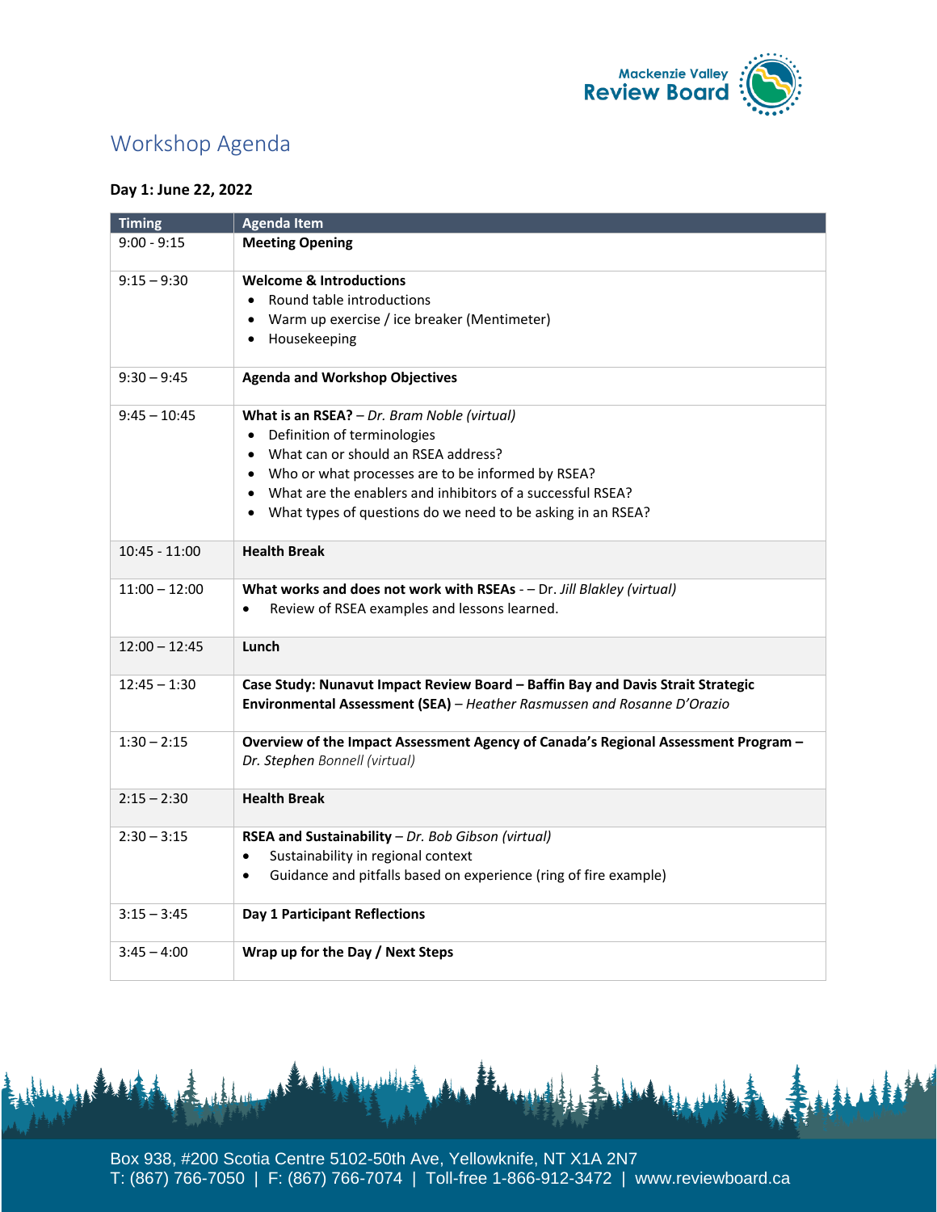# Workshop Agenda

**Day 1: June 22, 2022**

| Timing | Agenda Item |
|---|---|
| 9:00 - 9:15 | **Meeting Opening** |
| 9:15 – 9:30 | **Welcome & Introductions**<br>• Round table introductions<br>• Warm up exercise / ice breaker (Mentimeter)<br>• Housekeeping |
| 9:30 – 9:45 | **Agenda and Workshop Objectives** |
| 9:45 – 10:45 | **What is an RSEA?** – *Dr. Bram Noble (virtual)*<br>• Definition of terminologies<br>• What can or should an RSEA address?<br>• Who or what processes are to be informed by RSEA?<br>• What are the enablers and inhibitors of a successful RSEA?<br>• What types of questions do we need to be asking in an RSEA? |
| 10:45 - 11:00 | **Health Break** |
| 11:00 – 12:00 | **What works and does not work with RSEAs** - – Dr. *Jill Blakley (virtual)*<br>• Review of RSEA examples and lessons learned. |
| 12:00 – 12:45 | **Lunch** |
| 12:45 – 1:30 | **Case Study: Nunavut Impact Review Board – Baffin Bay and Davis Strait Strategic Environmental Assessment (SEA)** – *Heather Rasmussen and Rosanne D'Orazio* |
| 1:30 – 2:15 | **Overview of the Impact Assessment Agency of Canada's Regional Assessment Program –** *Dr. Stephen Bonnell (virtual)* |
| 2:15 – 2:30 | **Health Break** |
| 2:30 – 3:15 | **RSEA and Sustainability** – *Dr. Bob Gibson (virtual)*<br>• Sustainability in regional context<br>• Guidance and pitfalls based on experience (ring of fire example) |
| 3:15 – 3:45 | **Day 1 Participant Reflections** |
| 3:45 – 4:00 | **Wrap up for the Day / Next Steps** |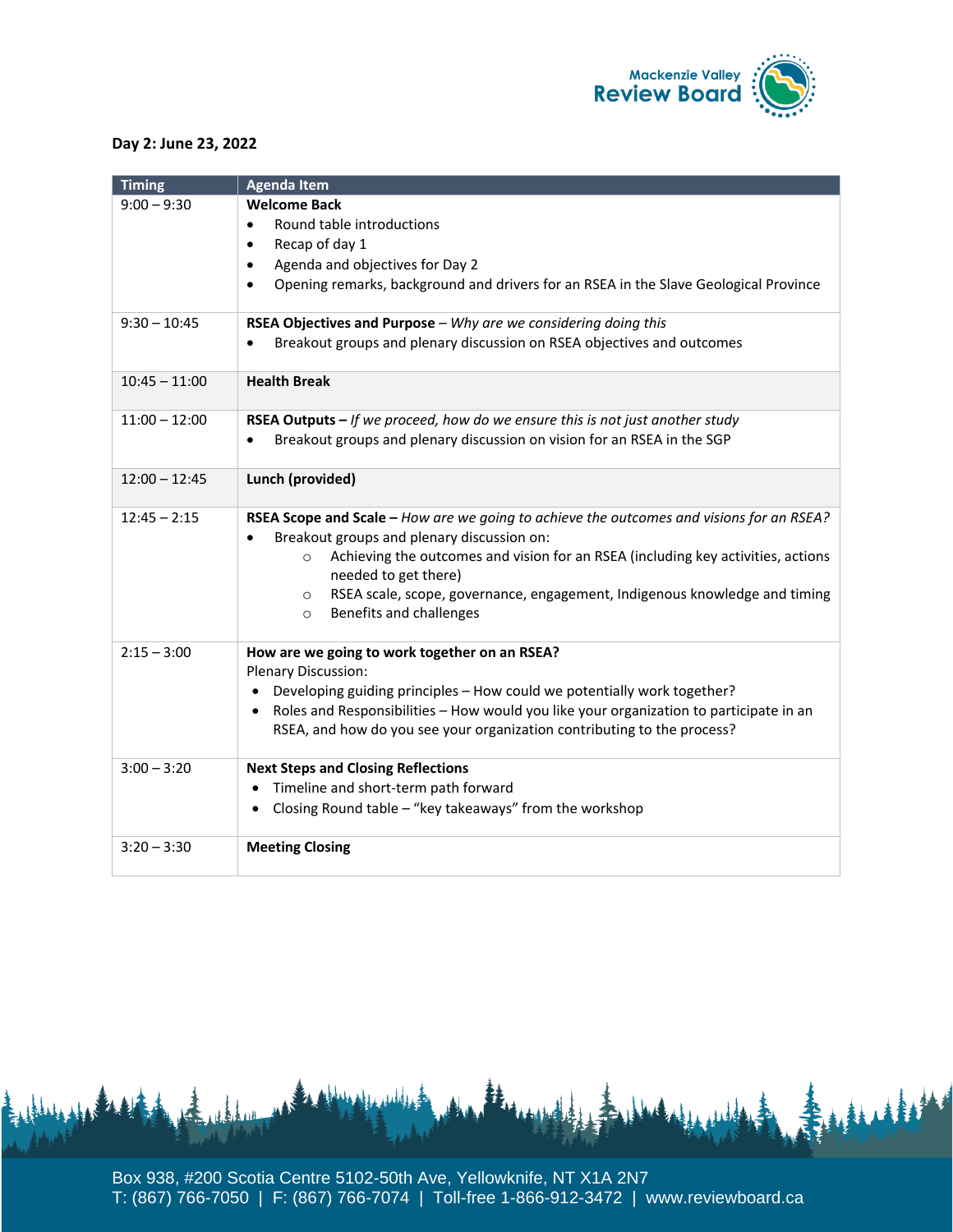**Day 2: June 23, 2022**

| Timing | Agenda Item |
|---|---|
| 9:00 – 9:30 | **Welcome Back**<br>• Round table introductions<br>• Recap of day 1<br>• Agenda and objectives for Day 2<br>• Opening remarks, background and drivers for an RSEA in the Slave Geological Province |
| 9:30 – 10:45 | **RSEA Objectives and Purpose** – *Why are we considering doing this*<br>• Breakout groups and plenary discussion on RSEA objectives and outcomes |
| 10:45 – 11:00 | **Health Break** |
| 11:00 – 12:00 | **RSEA Outputs –** *If we proceed, how do we ensure this is not just another study*<br>• Breakout groups and plenary discussion on vision for an RSEA in the SGP |
| 12:00 – 12:45 | **Lunch (provided)** |
| 12:45 – 2:15 | **RSEA Scope and Scale –** *How are we going to achieve the outcomes and visions for an RSEA?*<br>• Breakout groups and plenary discussion on:<br>  ○ Achieving the outcomes and vision for an RSEA (including key activities, actions needed to get there)<br>  ○ RSEA scale, scope, governance, engagement, Indigenous knowledge and timing<br>  ○ Benefits and challenges |
| 2:15 – 3:00 | **How are we going to work together on an RSEA?**<br>Plenary Discussion:<br>• Developing guiding principles – How could we potentially work together?<br>• Roles and Responsibilities – How would you like your organization to participate in an RSEA, and how do you see your organization contributing to the process? |
| 3:00 – 3:20 | **Next Steps and Closing Reflections**<br>• Timeline and short-term path forward<br>• Closing Round table – "key takeaways" from the workshop |
| 3:20 – 3:30 | **Meeting Closing** |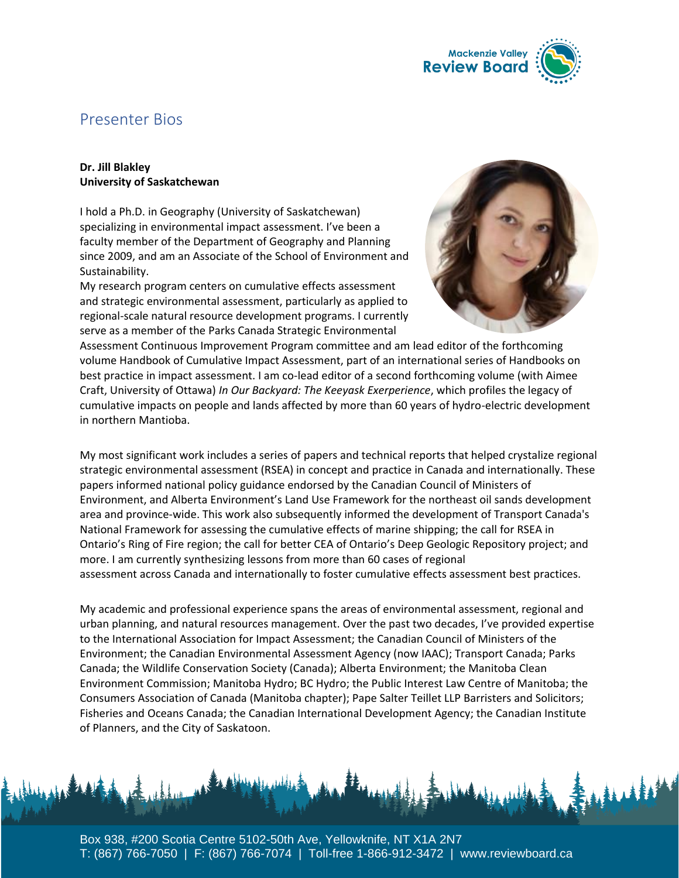# Presenter Bios

**Dr. Jill Blakley**
**University of Saskatchewan**

I hold a Ph.D. in Geography (University of Saskatchewan) specializing in environmental impact assessment. I've been a faculty member of the Department of Geography and Planning since 2009, and am an Associate of the School of Environment and Sustainability.

My research program centers on cumulative effects assessment and strategic environmental assessment, particularly as applied to regional-scale natural resource development programs. I currently serve as a member of the Parks Canada Strategic Environmental Assessment Continuous Improvement Program committee and am lead editor of the forthcoming volume Handbook of Cumulative Impact Assessment, part of an international series of Handbooks on best practice in impact assessment. I am co-lead editor of a second forthcoming volume (with Aimee Craft, University of Ottawa) *In Our Backyard: The Keeyask Exerperience*, which profiles the legacy of cumulative impacts on people and lands affected by more than 60 years of hydro-electric development in northern Mantioba.

My most significant work includes a series of papers and technical reports that helped crystalize regional strategic environmental assessment (RSEA) in concept and practice in Canada and internationally. These papers informed national policy guidance endorsed by the Canadian Council of Ministers of Environment, and Alberta Environment's Land Use Framework for the northeast oil sands development area and province-wide. This work also subsequently informed the development of Transport Canada's National Framework for assessing the cumulative effects of marine shipping; the call for RSEA in Ontario's Ring of Fire region; the call for better CEA of Ontario's Deep Geologic Repository project; and more. I am currently synthesizing lessons from more than 60 cases of regional assessment across Canada and internationally to foster cumulative effects assessment best practices.

My academic and professional experience spans the areas of environmental assessment, regional and urban planning, and natural resources management. Over the past two decades, I've provided expertise to the International Association for Impact Assessment; the Canadian Council of Ministers of the Environment; the Canadian Environmental Assessment Agency (now IAAC); Transport Canada; Parks Canada; the Wildlife Conservation Society (Canada); Alberta Environment; the Manitoba Clean Environment Commission; Manitoba Hydro; BC Hydro; the Public Interest Law Centre of Manitoba; the Consumers Association of Canada (Manitoba chapter); Pape Salter Teillet LLP Barristers and Solicitors; Fisheries and Oceans Canada; the Canadian International Development Agency; the Canadian Institute of Planners, and the City of Saskatoon.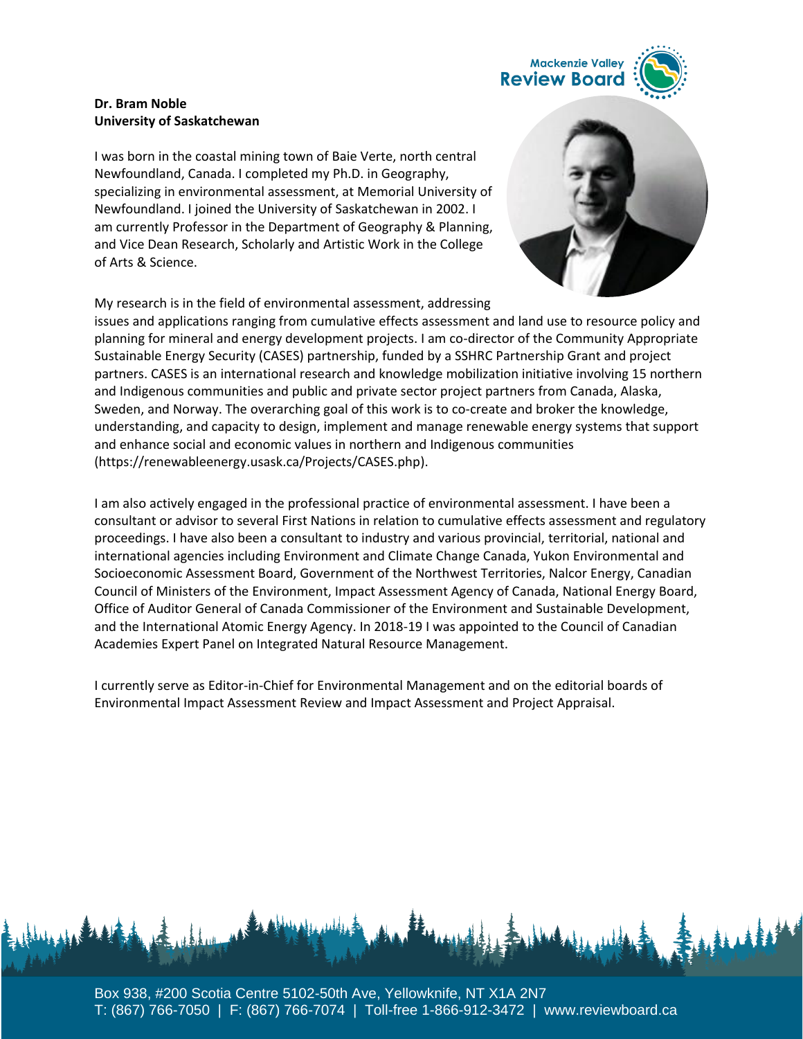**Dr. Bram Noble**
**University of Saskatchewan**

I was born in the coastal mining town of Baie Verte, north central Newfoundland, Canada. I completed my Ph.D. in Geography, specializing in environmental assessment, at Memorial University of Newfoundland. I joined the University of Saskatchewan in 2002. I am currently Professor in the Department of Geography & Planning, and Vice Dean Research, Scholarly and Artistic Work in the College of Arts & Science.

My research is in the field of environmental assessment, addressing issues and applications ranging from cumulative effects assessment and land use to resource policy and planning for mineral and energy development projects. I am co-director of the Community Appropriate Sustainable Energy Security (CASES) partnership, funded by a SSHRC Partnership Grant and project partners. CASES is an international research and knowledge mobilization initiative involving 15 northern and Indigenous communities and public and private sector project partners from Canada, Alaska, Sweden, and Norway. The overarching goal of this work is to co-create and broker the knowledge, understanding, and capacity to design, implement and manage renewable energy systems that support and enhance social and economic values in northern and Indigenous communities (https://renewableenergy.usask.ca/Projects/CASES.php).

I am also actively engaged in the professional practice of environmental assessment. I have been a consultant or advisor to several First Nations in relation to cumulative effects assessment and regulatory proceedings. I have also been a consultant to industry and various provincial, territorial, national and international agencies including Environment and Climate Change Canada, Yukon Environmental and Socioeconomic Assessment Board, Government of the Northwest Territories, Nalcor Energy, Canadian Council of Ministers of the Environment, Impact Assessment Agency of Canada, National Energy Board, Office of Auditor General of Canada Commissioner of the Environment and Sustainable Development, and the International Atomic Energy Agency. In 2018-19 I was appointed to the Council of Canadian Academies Expert Panel on Integrated Natural Resource Management.

I currently serve as Editor-in-Chief for Environmental Management and on the editorial boards of Environmental Impact Assessment Review and Impact Assessment and Project Appraisal.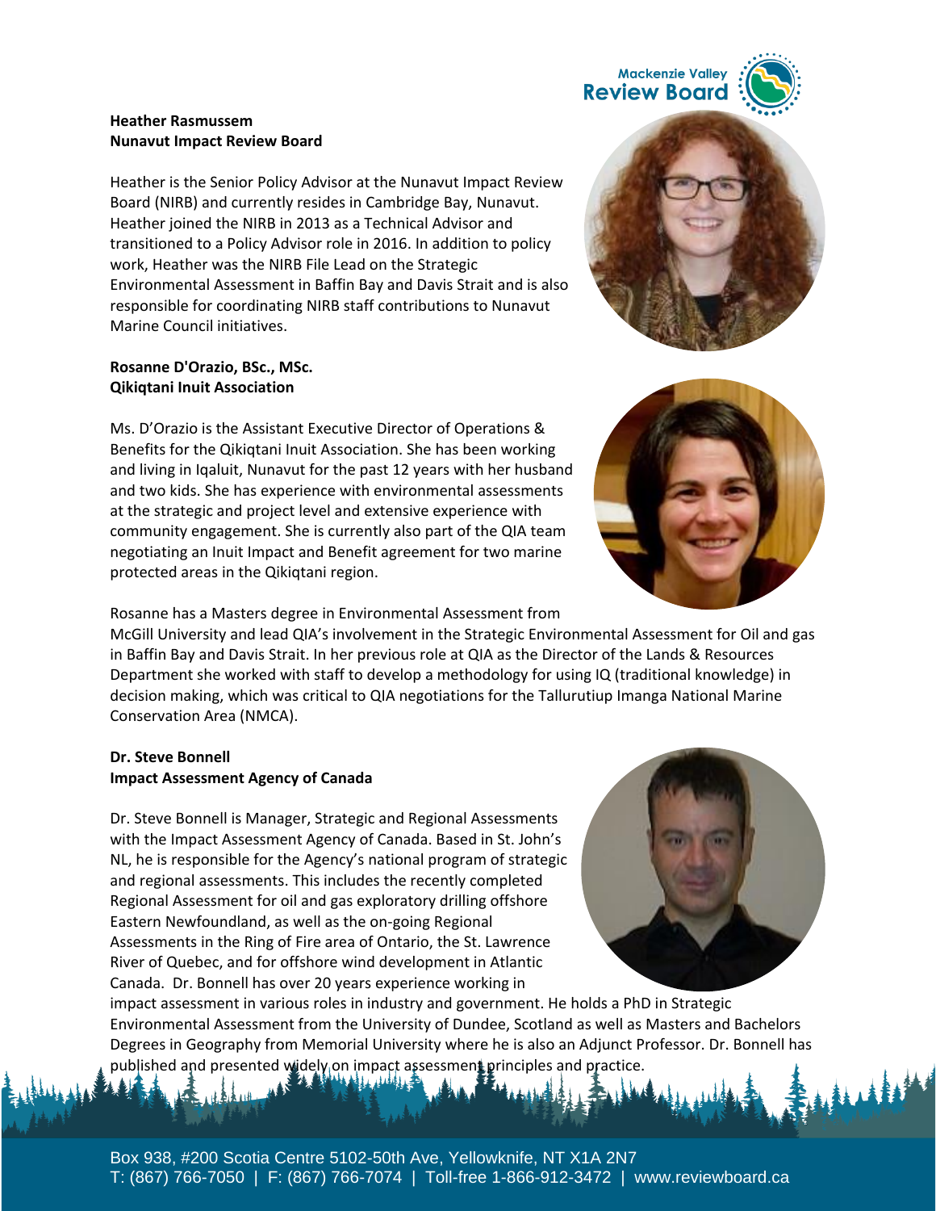**Heather Rasmussem**
**Nunavut Impact Review Board**

Heather is the Senior Policy Advisor at the Nunavut Impact Review Board (NIRB) and currently resides in Cambridge Bay, Nunavut. Heather joined the NIRB in 2013 as a Technical Advisor and transitioned to a Policy Advisor role in 2016. In addition to policy work, Heather was the NIRB File Lead on the Strategic Environmental Assessment in Baffin Bay and Davis Strait and is also responsible for coordinating NIRB staff contributions to Nunavut Marine Council initiatives.

**Rosanne D'Orazio, BSc., MSc.**
**Qikiqtani Inuit Association**

Ms. D'Orazio is the Assistant Executive Director of Operations & Benefits for the Qikiqtani Inuit Association. She has been working and living in Iqaluit, Nunavut for the past 12 years with her husband and two kids. She has experience with environmental assessments at the strategic and project level and extensive experience with community engagement. She is currently also part of the QIA team negotiating an Inuit Impact and Benefit agreement for two marine protected areas in the Qikiqtani region.

Rosanne has a Masters degree in Environmental Assessment from McGill University and lead QIA's involvement in the Strategic Environmental Assessment for Oil and gas in Baffin Bay and Davis Strait. In her previous role at QIA as the Director of the Lands & Resources Department she worked with staff to develop a methodology for using IQ (traditional knowledge) in decision making, which was critical to QIA negotiations for the Tallurutiup Imanga National Marine Conservation Area (NMCA).

**Dr. Steve Bonnell**
**Impact Assessment Agency of Canada**

Dr. Steve Bonnell is Manager, Strategic and Regional Assessments with the Impact Assessment Agency of Canada. Based in St. John's NL, he is responsible for the Agency's national program of strategic and regional assessments. This includes the recently completed Regional Assessment for oil and gas exploratory drilling offshore Eastern Newfoundland, as well as the on-going Regional Assessments in the Ring of Fire area of Ontario, the St. Lawrence River of Quebec, and for offshore wind development in Atlantic Canada. Dr. Bonnell has over 20 years experience working in impact assessment in various roles in industry and government. He holds a PhD in Strategic Environmental Assessment from the University of Dundee, Scotland as well as Masters and Bachelors Degrees in Geography from Memorial University where he is also an Adjunct Professor. Dr. Bonnell has published and presented widely on impact assessment principles and practice.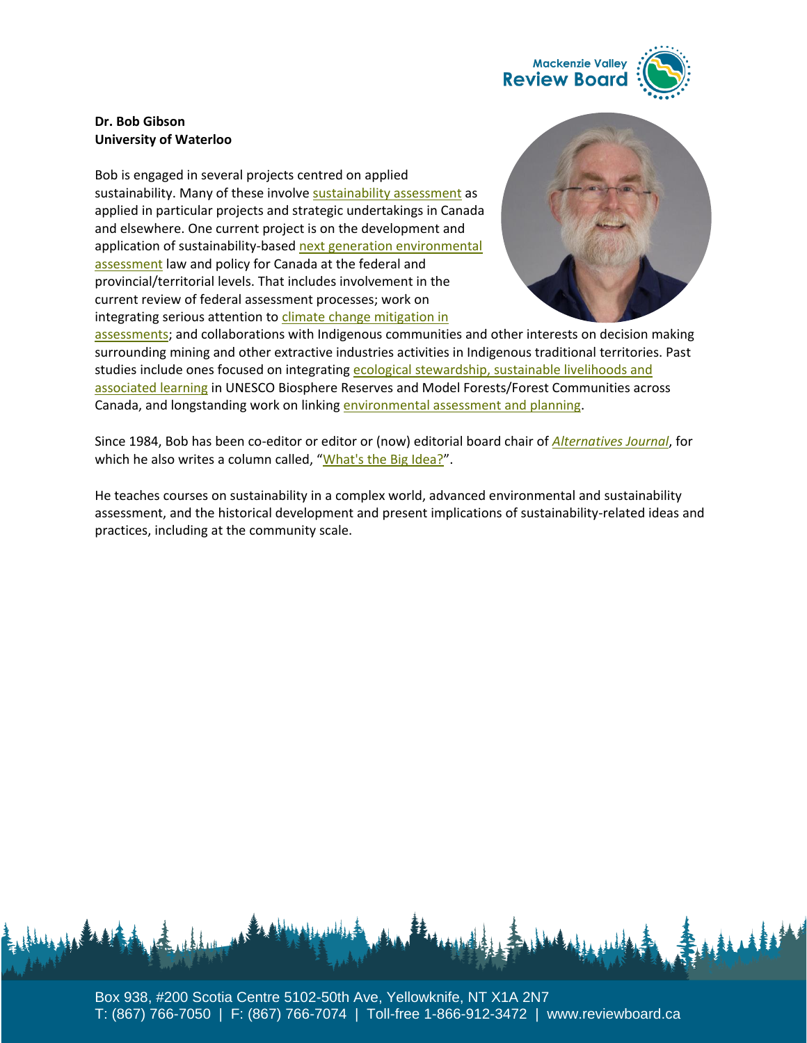**Dr. Bob Gibson**
**University of Waterloo**

Bob is engaged in several projects centred on applied sustainability. Many of these involve sustainability assessment as applied in particular projects and strategic undertakings in Canada and elsewhere. One current project is on the development and application of sustainability-based next generation environmental assessment law and policy for Canada at the federal and provincial/territorial levels. That includes involvement in the current review of federal assessment processes; work on integrating serious attention to climate change mitigation in assessments; and collaborations with Indigenous communities and other interests on decision making surrounding mining and other extractive industries activities in Indigenous traditional territories. Past studies include ones focused on integrating ecological stewardship, sustainable livelihoods and associated learning in UNESCO Biosphere Reserves and Model Forests/Forest Communities across Canada, and longstanding work on linking environmental assessment and planning.

Since 1984, Bob has been co-editor or editor or (now) editorial board chair of *Alternatives Journal*, for which he also writes a column called, "What's the Big Idea?".

He teaches courses on sustainability in a complex world, advanced environmental and sustainability assessment, and the historical development and present implications of sustainability-related ideas and practices, including at the community scale.